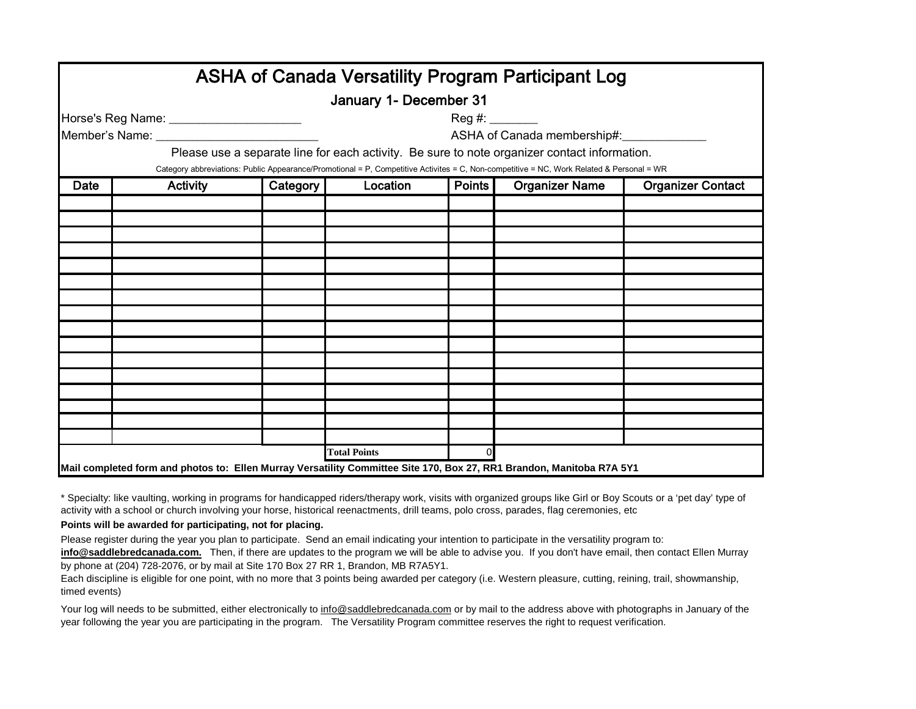# ASHA of Canada Versatility Program Participant Log

## January 1- December 31

Horse's Reg Name: ____________________ Reg #: _______

Member's Name: _________________________ ASHA of Canada membership#:_____________

Please use a separate line for each activity. Be sure to note organizer contact information.

Category abbreviations: Public Appearance/Promotional = P, Competitive Activites = C, Non-competitive = NC, Work Related & Personal = WR

| Date | Activity | Category | Location | Points | Organizer Name | Organizer Contact |
|---|---|---|---|---|---|---|
| | | | | | | |
| | | | | | | |
| | | | | | | |
| | | | | | | |
| | | | | | | |
| | | | | | | |
| | | | | | | |
| | | | | | | |
| | | | | | | |
| | | | | | | |
| | | | | | | |
| | | | | | | |
| | | | | | | |
| | | | | | | |
| | | | | | | |
| | | | | | | |
| | | | **Total Points** | 0 | | |

**Mail completed form and photos to: Ellen Murray Versatility Committee Site 170, Box 27, RR1 Brandon, Manitoba R7A 5Y1**

* Specialty: like vaulting, working in programs for handicapped riders/therapy work, visits with organized groups like Girl or Boy Scouts or a 'pet day' type of activity with a school or church involving your horse, historical reenactments, drill teams, polo cross, parades, flag ceremonies, etc

**Points will be awarded for participating, not for placing.**

Please register during the year you plan to participate. Send an email indicating your intention to participate in the versatility program to: **info@saddlebredcanada.com.** Then, if there are updates to the program we will be able to advise you. If you don't have email, then contact Ellen Murray by phone at (204) 728-2076, or by mail at Site 170 Box 27 RR 1, Brandon, MB R7A5Y1.

Each discipline is eligible for one point, with no more that 3 points being awarded per category (i.e. Western pleasure, cutting, reining, trail, showmanship, timed events)

Your log will needs to be submitted, either electronically to info@saddlebredcanada.com or by mail to the address above with photographs in January of the year following the year you are participating in the program. The Versatility Program committee reserves the right to request verification.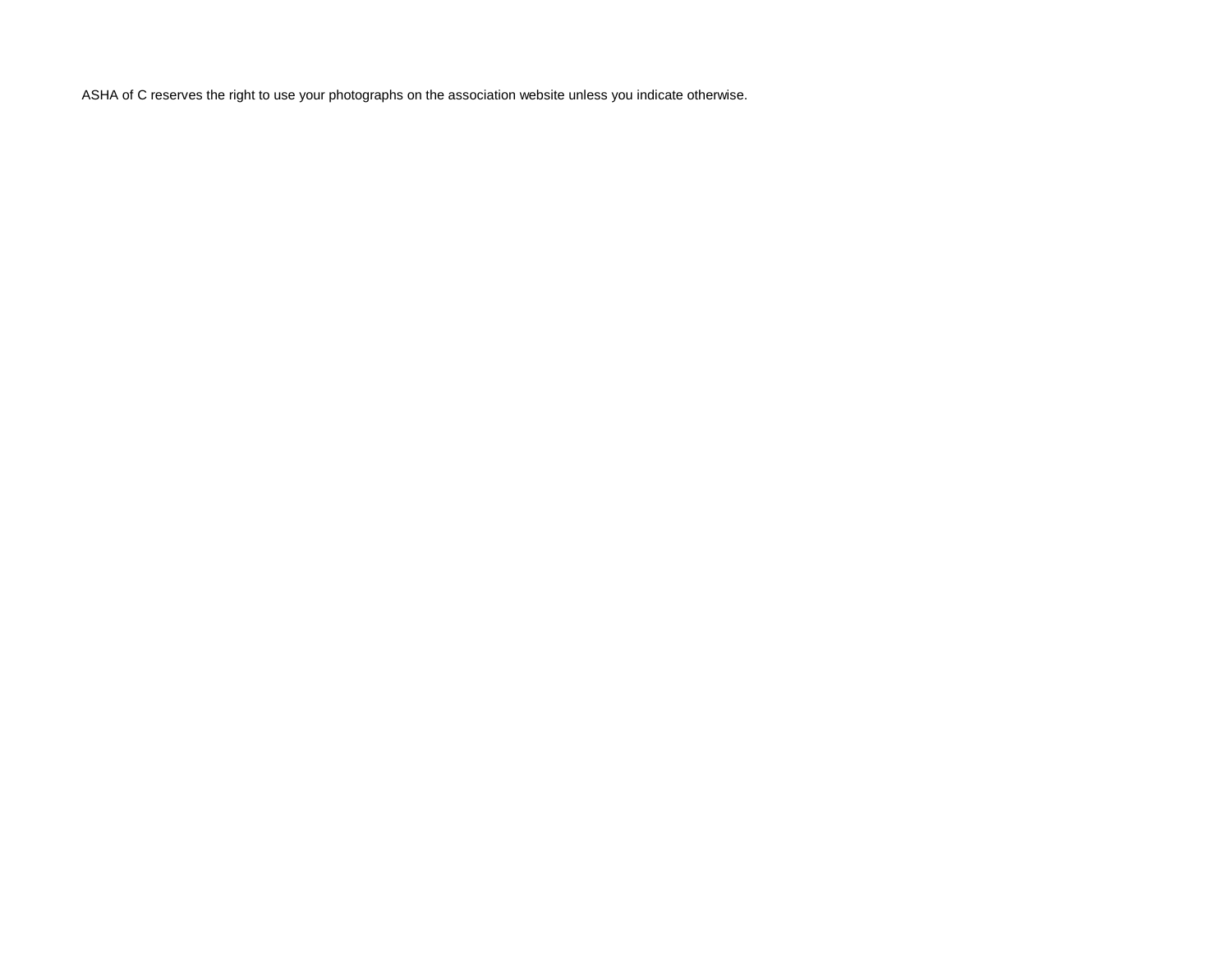ASHA of C reserves the right to use your photographs on the association website unless you indicate otherwise.